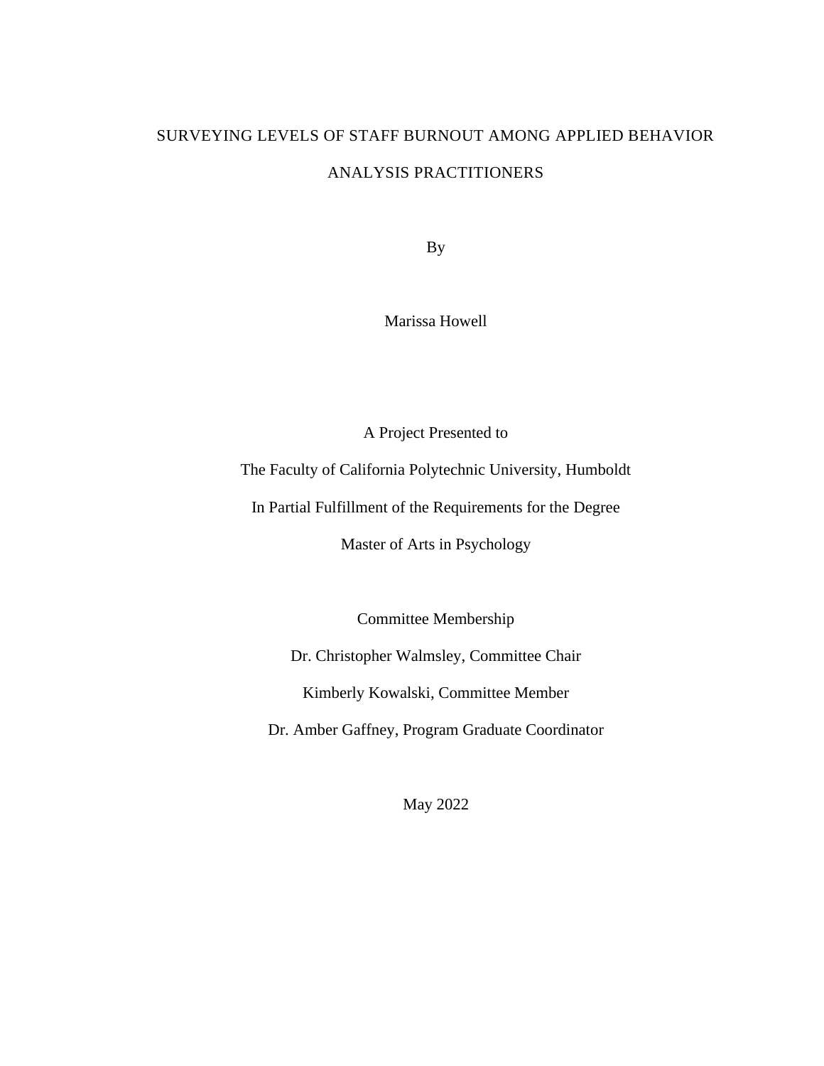# SURVEYING LEVELS OF STAFF BURNOUT AMONG APPLIED BEHAVIOR ANALYSIS PRACTITIONERS

By

Marissa Howell

A Project Presented to

The Faculty of California Polytechnic University, Humboldt

In Partial Fulfillment of the Requirements for the Degree

Master of Arts in Psychology

Committee Membership

Dr. Christopher Walmsley, Committee Chair

Kimberly Kowalski, Committee Member

Dr. Amber Gaffney, Program Graduate Coordinator

May 2022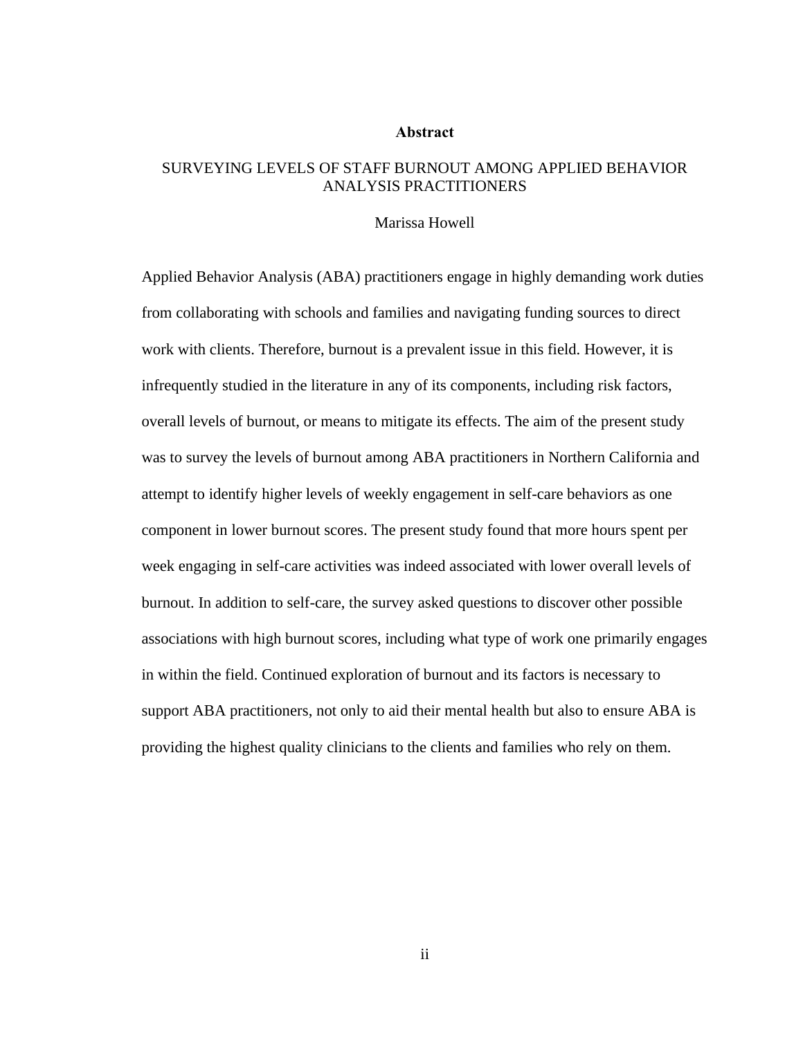# Abstract

SURVEYING LEVELS OF STAFF BURNOUT AMONG APPLIED BEHAVIOR ANALYSIS PRACTITIONERS

Marissa Howell

Applied Behavior Analysis (ABA) practitioners engage in highly demanding work duties from collaborating with schools and families and navigating funding sources to direct work with clients. Therefore, burnout is a prevalent issue in this field. However, it is infrequently studied in the literature in any of its components, including risk factors, overall levels of burnout, or means to mitigate its effects. The aim of the present study was to survey the levels of burnout among ABA practitioners in Northern California and attempt to identify higher levels of weekly engagement in self-care behaviors as one component in lower burnout scores. The present study found that more hours spent per week engaging in self-care activities was indeed associated with lower overall levels of burnout. In addition to self-care, the survey asked questions to discover other possible associations with high burnout scores, including what type of work one primarily engages in within the field. Continued exploration of burnout and its factors is necessary to support ABA practitioners, not only to aid their mental health but also to ensure ABA is providing the highest quality clinicians to the clients and families who rely on them.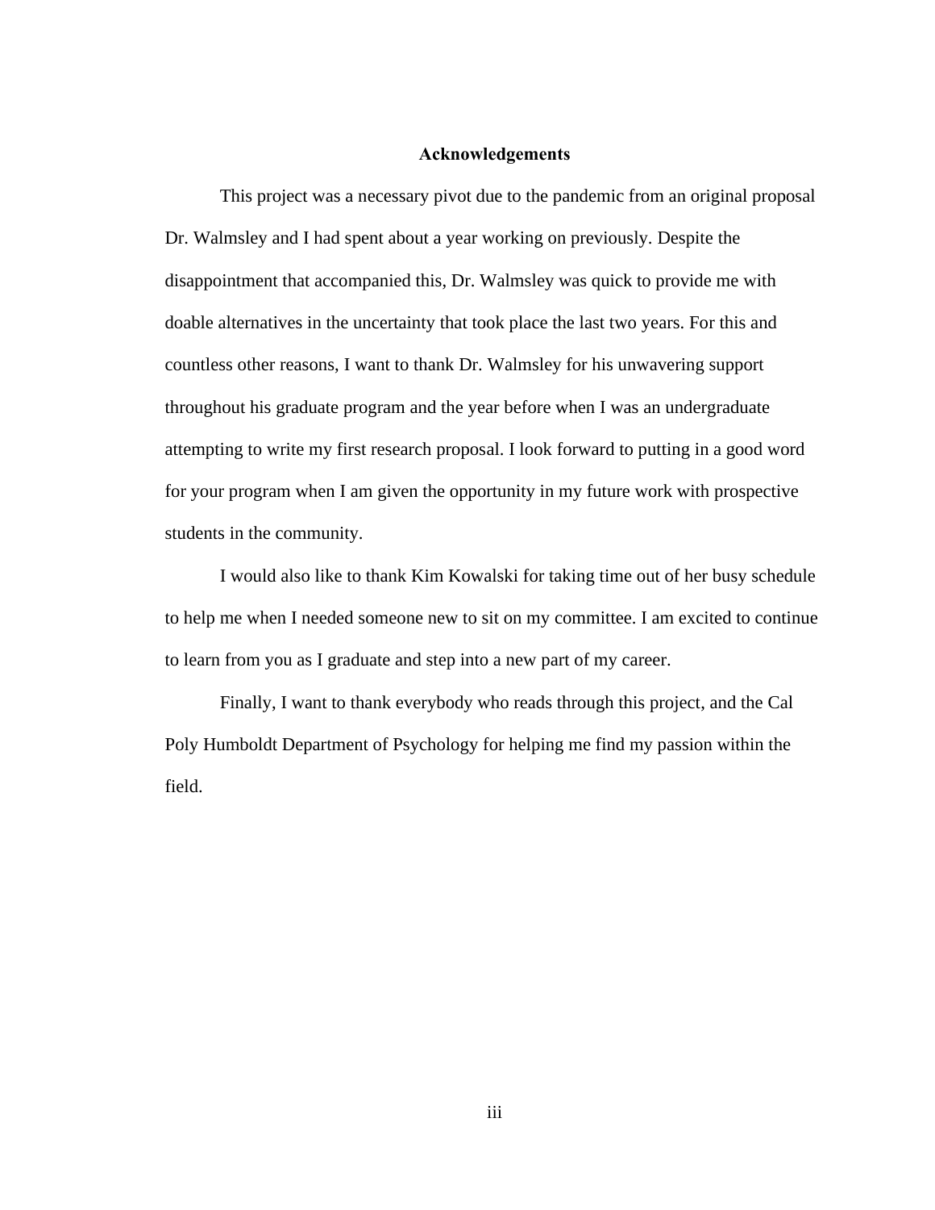## Acknowledgements

This project was a necessary pivot due to the pandemic from an original proposal Dr. Walmsley and I had spent about a year working on previously. Despite the disappointment that accompanied this, Dr. Walmsley was quick to provide me with doable alternatives in the uncertainty that took place the last two years. For this and countless other reasons, I want to thank Dr. Walmsley for his unwavering support throughout his graduate program and the year before when I was an undergraduate attempting to write my first research proposal. I look forward to putting in a good word for your program when I am given the opportunity in my future work with prospective students in the community.

I would also like to thank Kim Kowalski for taking time out of her busy schedule to help me when I needed someone new to sit on my committee. I am excited to continue to learn from you as I graduate and step into a new part of my career.

Finally, I want to thank everybody who reads through this project, and the Cal Poly Humboldt Department of Psychology for helping me find my passion within the field.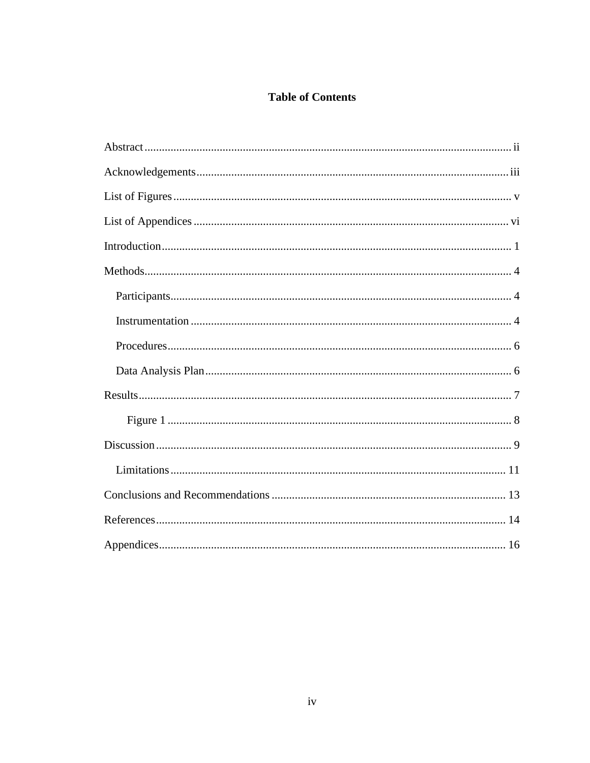# Table of Contents

Abstract ................................................................................................................................ ii

Acknowledgements ............................................................................................................. iii

List of Figures ...................................................................................................................... v

List of Appendices .............................................................................................................. vi

Introduction .......................................................................................................................... 1

Methods ................................................................................................................................ 4

  Participants ...................................................................................................................... 4

  Instrumentation ............................................................................................................... 4

  Procedures ....................................................................................................................... 6

  Data Analysis Plan .......................................................................................................... 6

Results .................................................................................................................................. 7

    Figure 1 ....................................................................................................................... 8

Discussion ............................................................................................................................ 9

  Limitations ..................................................................................................................... 11

Conclusions and Recommendations .................................................................................. 13

References .......................................................................................................................... 14

Appendices ......................................................................................................................... 16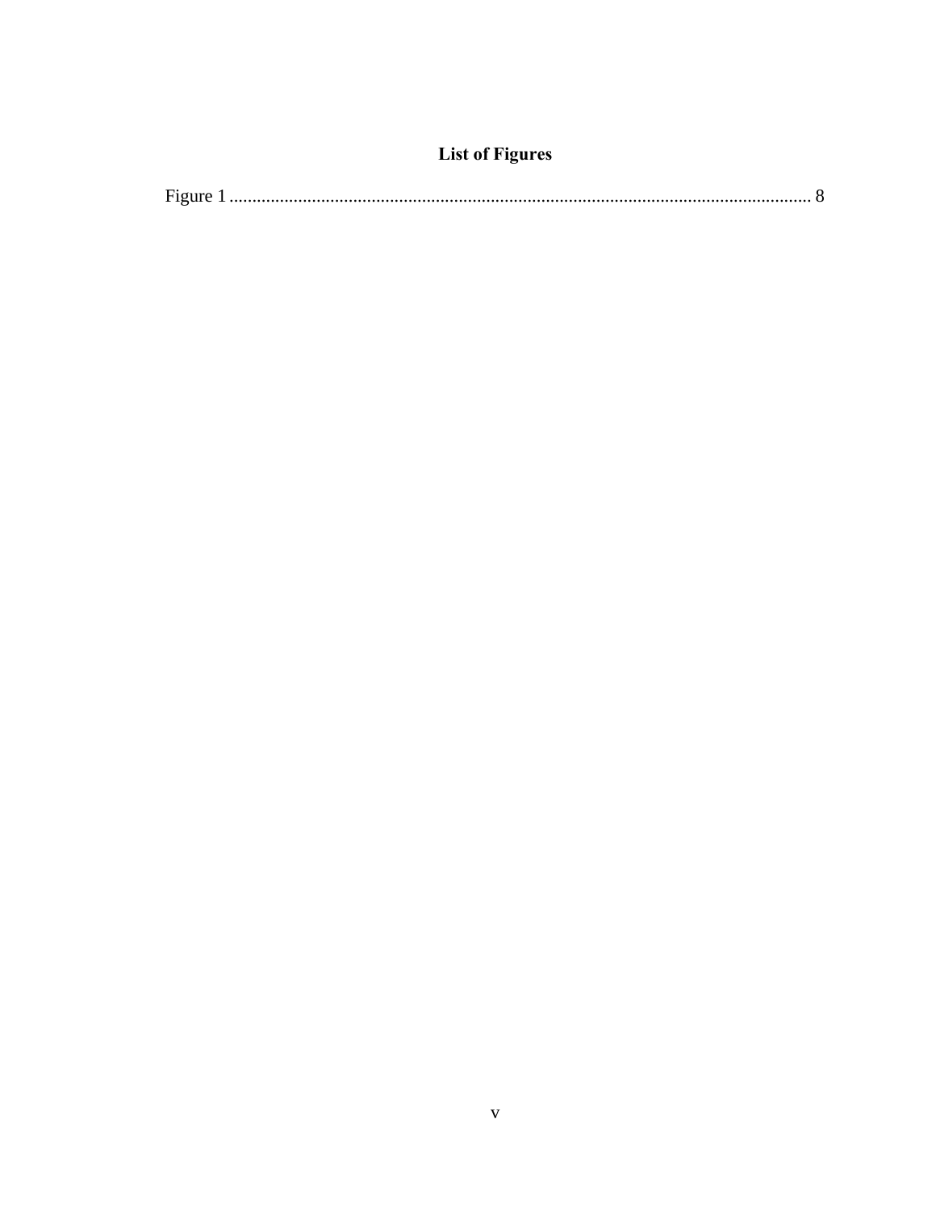# List of Figures

Figure 1 .............................................................................................................................. 8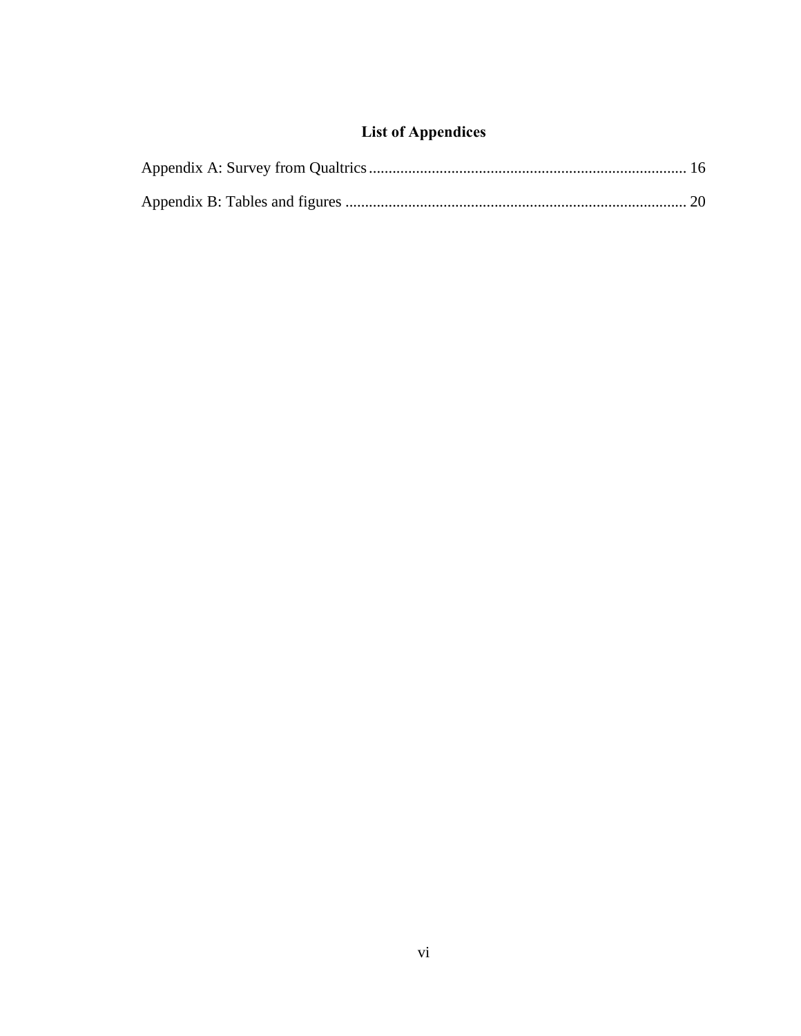# List of Appendices

Appendix A: Survey from Qualtrics ................................................................................. 16

Appendix B: Tables and figures ...................................................................................... 20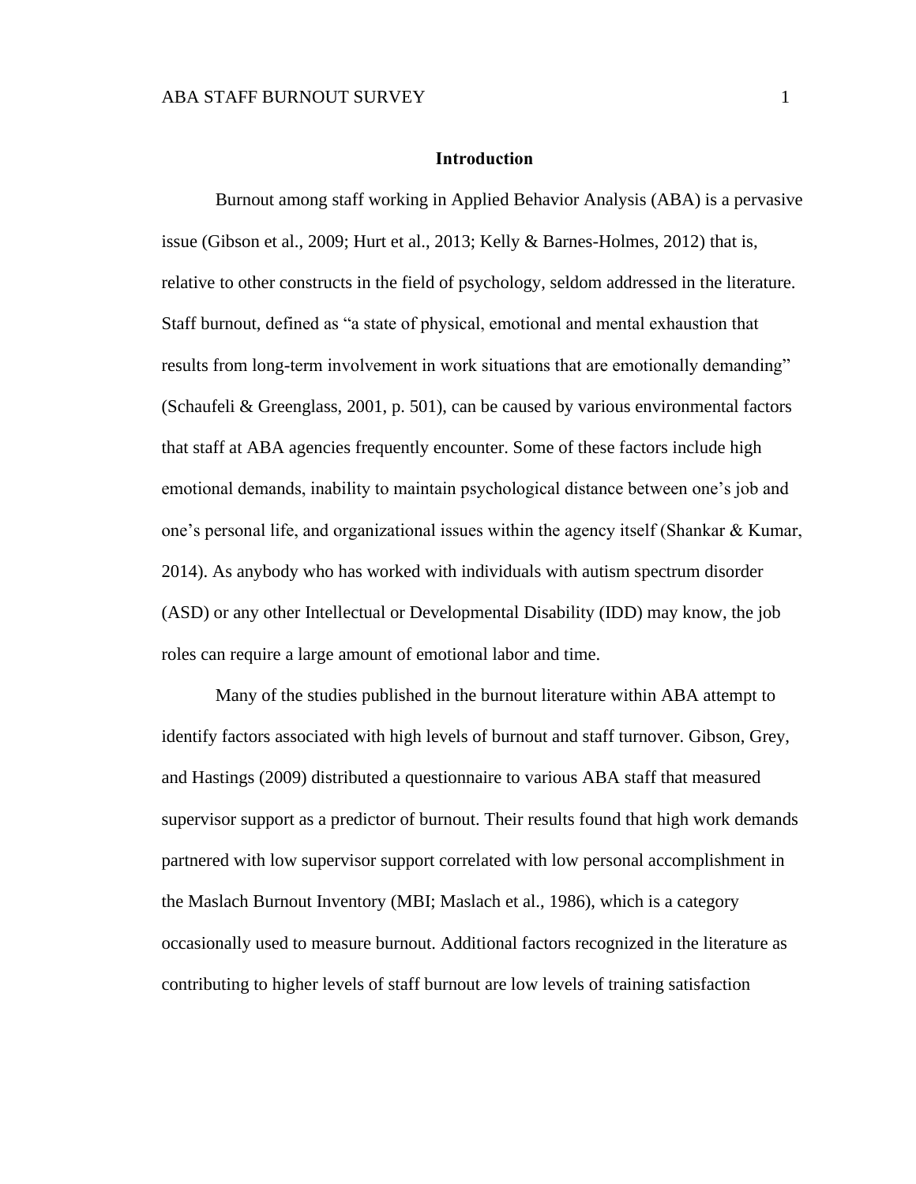## Introduction

Burnout among staff working in Applied Behavior Analysis (ABA) is a pervasive issue (Gibson et al., 2009; Hurt et al., 2013; Kelly & Barnes-Holmes, 2012) that is, relative to other constructs in the field of psychology, seldom addressed in the literature. Staff burnout, defined as "a state of physical, emotional and mental exhaustion that results from long-term involvement in work situations that are emotionally demanding" (Schaufeli & Greenglass, 2001, p. 501), can be caused by various environmental factors that staff at ABA agencies frequently encounter. Some of these factors include high emotional demands, inability to maintain psychological distance between one's job and one's personal life, and organizational issues within the agency itself (Shankar & Kumar, 2014). As anybody who has worked with individuals with autism spectrum disorder (ASD) or any other Intellectual or Developmental Disability (IDD) may know, the job roles can require a large amount of emotional labor and time.

Many of the studies published in the burnout literature within ABA attempt to identify factors associated with high levels of burnout and staff turnover. Gibson, Grey, and Hastings (2009) distributed a questionnaire to various ABA staff that measured supervisor support as a predictor of burnout. Their results found that high work demands partnered with low supervisor support correlated with low personal accomplishment in the Maslach Burnout Inventory (MBI; Maslach et al., 1986), which is a category occasionally used to measure burnout. Additional factors recognized in the literature as contributing to higher levels of staff burnout are low levels of training satisfaction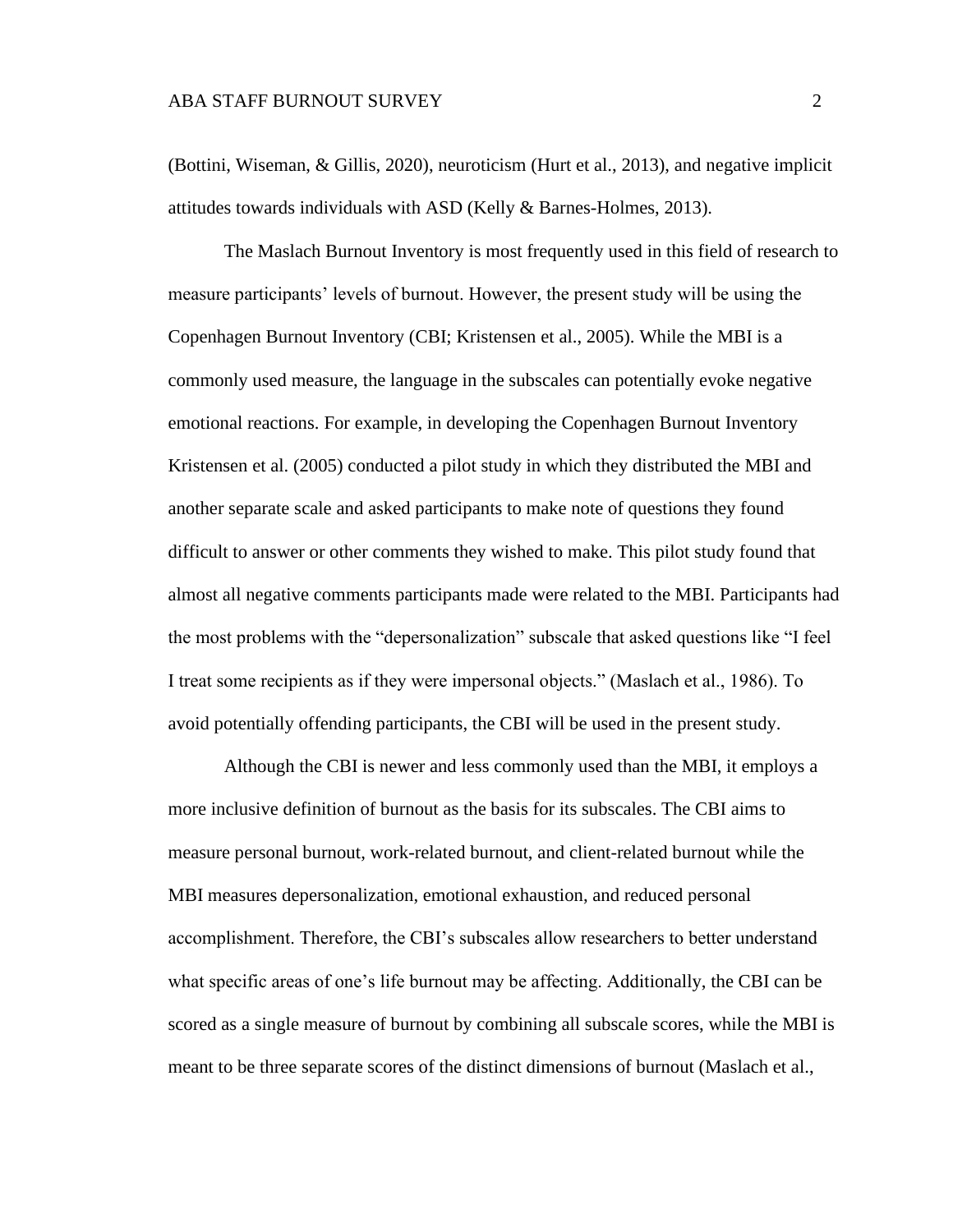(Bottini, Wiseman, & Gillis, 2020), neuroticism (Hurt et al., 2013), and negative implicit attitudes towards individuals with ASD (Kelly & Barnes-Holmes, 2013).

The Maslach Burnout Inventory is most frequently used in this field of research to measure participants' levels of burnout. However, the present study will be using the Copenhagen Burnout Inventory (CBI; Kristensen et al., 2005). While the MBI is a commonly used measure, the language in the subscales can potentially evoke negative emotional reactions. For example, in developing the Copenhagen Burnout Inventory Kristensen et al. (2005) conducted a pilot study in which they distributed the MBI and another separate scale and asked participants to make note of questions they found difficult to answer or other comments they wished to make. This pilot study found that almost all negative comments participants made were related to the MBI. Participants had the most problems with the "depersonalization" subscale that asked questions like "I feel I treat some recipients as if they were impersonal objects." (Maslach et al., 1986). To avoid potentially offending participants, the CBI will be used in the present study.

Although the CBI is newer and less commonly used than the MBI, it employs a more inclusive definition of burnout as the basis for its subscales. The CBI aims to measure personal burnout, work-related burnout, and client-related burnout while the MBI measures depersonalization, emotional exhaustion, and reduced personal accomplishment. Therefore, the CBI's subscales allow researchers to better understand what specific areas of one's life burnout may be affecting. Additionally, the CBI can be scored as a single measure of burnout by combining all subscale scores, while the MBI is meant to be three separate scores of the distinct dimensions of burnout (Maslach et al.,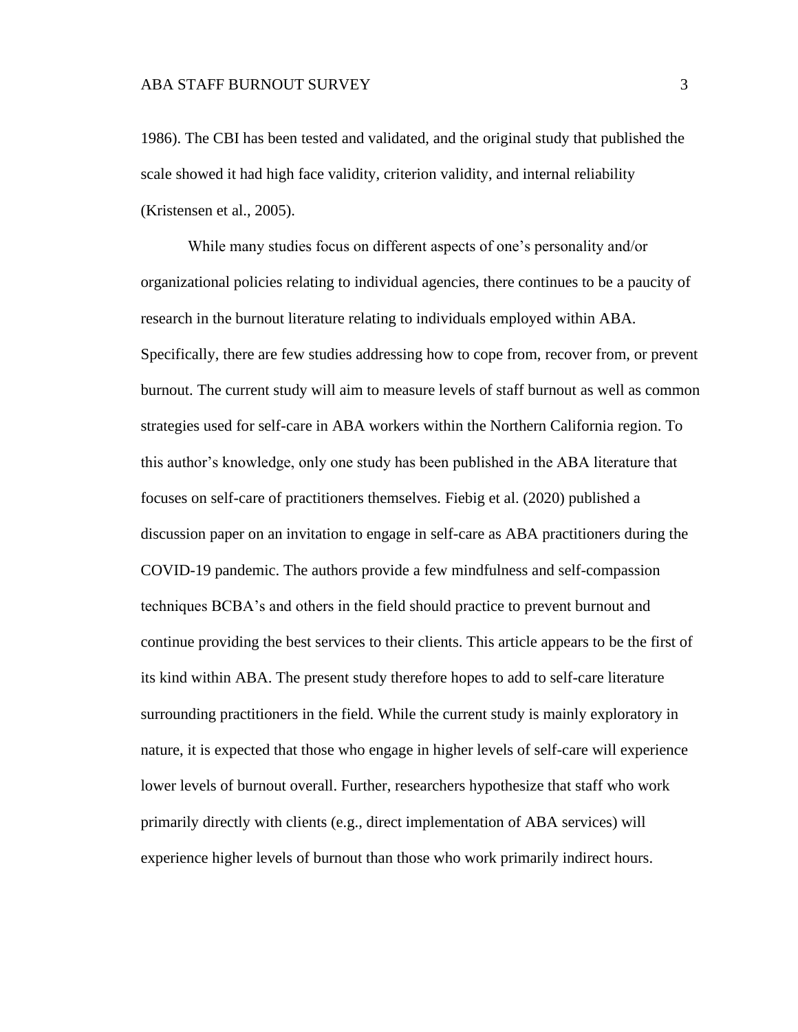1986). The CBI has been tested and validated, and the original study that published the scale showed it had high face validity, criterion validity, and internal reliability (Kristensen et al., 2005).

While many studies focus on different aspects of one's personality and/or organizational policies relating to individual agencies, there continues to be a paucity of research in the burnout literature relating to individuals employed within ABA. Specifically, there are few studies addressing how to cope from, recover from, or prevent burnout. The current study will aim to measure levels of staff burnout as well as common strategies used for self-care in ABA workers within the Northern California region. To this author's knowledge, only one study has been published in the ABA literature that focuses on self-care of practitioners themselves. Fiebig et al. (2020) published a discussion paper on an invitation to engage in self-care as ABA practitioners during the COVID-19 pandemic. The authors provide a few mindfulness and self-compassion techniques BCBA's and others in the field should practice to prevent burnout and continue providing the best services to their clients. This article appears to be the first of its kind within ABA. The present study therefore hopes to add to self-care literature surrounding practitioners in the field. While the current study is mainly exploratory in nature, it is expected that those who engage in higher levels of self-care will experience lower levels of burnout overall. Further, researchers hypothesize that staff who work primarily directly with clients (e.g., direct implementation of ABA services) will experience higher levels of burnout than those who work primarily indirect hours.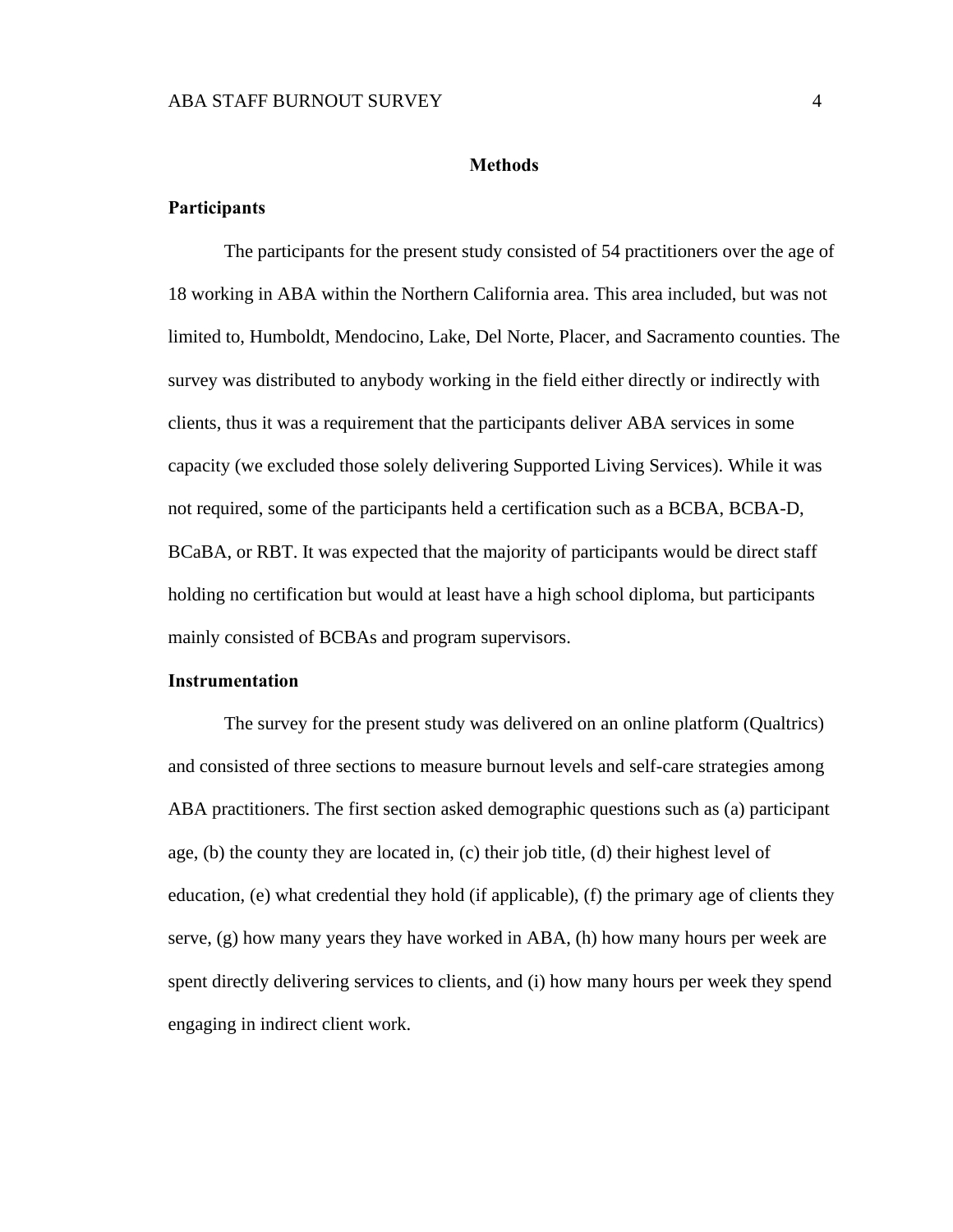## Methods

### Participants

The participants for the present study consisted of 54 practitioners over the age of 18 working in ABA within the Northern California area. This area included, but was not limited to, Humboldt, Mendocino, Lake, Del Norte, Placer, and Sacramento counties. The survey was distributed to anybody working in the field either directly or indirectly with clients, thus it was a requirement that the participants deliver ABA services in some capacity (we excluded those solely delivering Supported Living Services). While it was not required, some of the participants held a certification such as a BCBA, BCBA-D, BCaBA, or RBT. It was expected that the majority of participants would be direct staff holding no certification but would at least have a high school diploma, but participants mainly consisted of BCBAs and program supervisors.

### Instrumentation

The survey for the present study was delivered on an online platform (Qualtrics) and consisted of three sections to measure burnout levels and self-care strategies among ABA practitioners. The first section asked demographic questions such as (a) participant age, (b) the county they are located in, (c) their job title, (d) their highest level of education, (e) what credential they hold (if applicable), (f) the primary age of clients they serve, (g) how many years they have worked in ABA, (h) how many hours per week are spent directly delivering services to clients, and (i) how many hours per week they spend engaging in indirect client work.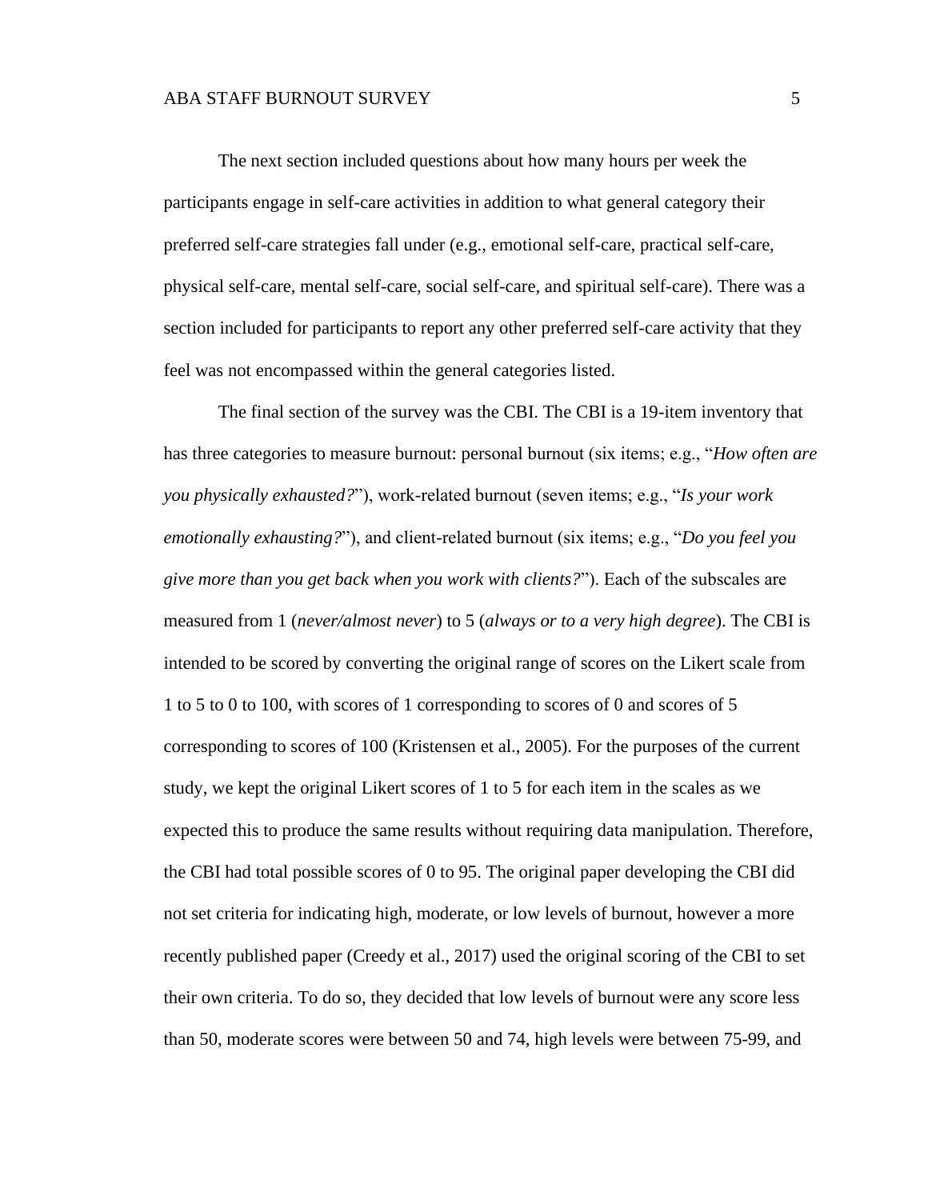The next section included questions about how many hours per week the participants engage in self-care activities in addition to what general category their preferred self-care strategies fall under (e.g., emotional self-care, practical self-care, physical self-care, mental self-care, social self-care, and spiritual self-care). There was a section included for participants to report any other preferred self-care activity that they feel was not encompassed within the general categories listed.

The final section of the survey was the CBI. The CBI is a 19-item inventory that has three categories to measure burnout: personal burnout (six items; e.g., "*How often are you physically exhausted?*"), work-related burnout (seven items; e.g., "*Is your work emotionally exhausting?*"), and client-related burnout (six items; e.g., "*Do you feel you give more than you get back when you work with clients?*"). Each of the subscales are measured from 1 (*never/almost never*) to 5 (*always or to a very high degree*). The CBI is intended to be scored by converting the original range of scores on the Likert scale from 1 to 5 to 0 to 100, with scores of 1 corresponding to scores of 0 and scores of 5 corresponding to scores of 100 (Kristensen et al., 2005). For the purposes of the current study, we kept the original Likert scores of 1 to 5 for each item in the scales as we expected this to produce the same results without requiring data manipulation. Therefore, the CBI had total possible scores of 0 to 95. The original paper developing the CBI did not set criteria for indicating high, moderate, or low levels of burnout, however a more recently published paper (Creedy et al., 2017) used the original scoring of the CBI to set their own criteria. To do so, they decided that low levels of burnout were any score less than 50, moderate scores were between 50 and 74, high levels were between 75-99, and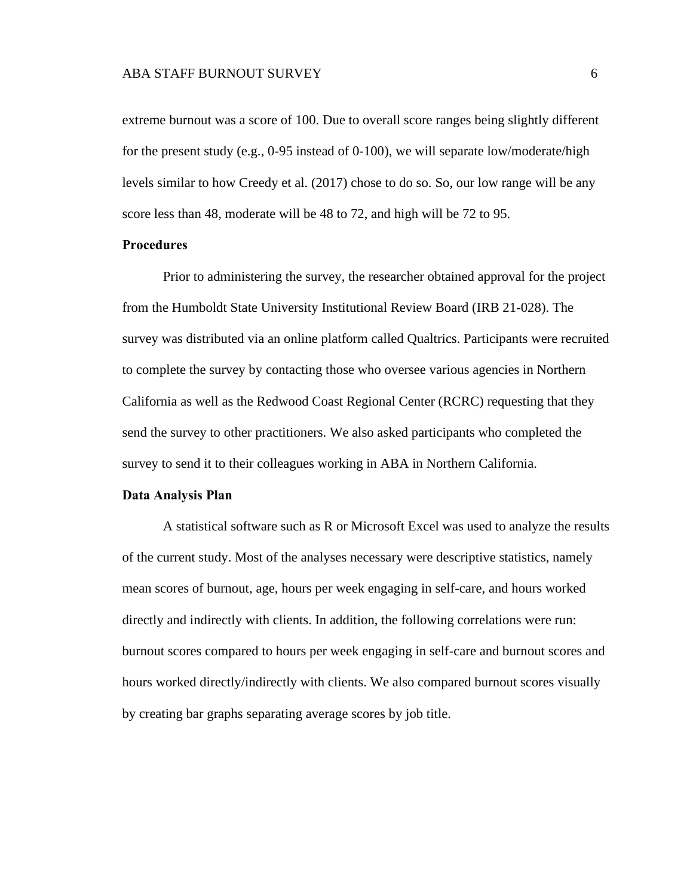extreme burnout was a score of 100. Due to overall score ranges being slightly different for the present study (e.g., 0-95 instead of 0-100), we will separate low/moderate/high levels similar to how Creedy et al. (2017) chose to do so. So, our low range will be any score less than 48, moderate will be 48 to 72, and high will be 72 to 95.

### Procedures

Prior to administering the survey, the researcher obtained approval for the project from the Humboldt State University Institutional Review Board (IRB 21-028). The survey was distributed via an online platform called Qualtrics. Participants were recruited to complete the survey by contacting those who oversee various agencies in Northern California as well as the Redwood Coast Regional Center (RCRC) requesting that they send the survey to other practitioners. We also asked participants who completed the survey to send it to their colleagues working in ABA in Northern California.

### Data Analysis Plan

A statistical software such as R or Microsoft Excel was used to analyze the results of the current study. Most of the analyses necessary were descriptive statistics, namely mean scores of burnout, age, hours per week engaging in self-care, and hours worked directly and indirectly with clients. In addition, the following correlations were run: burnout scores compared to hours per week engaging in self-care and burnout scores and hours worked directly/indirectly with clients. We also compared burnout scores visually by creating bar graphs separating average scores by job title.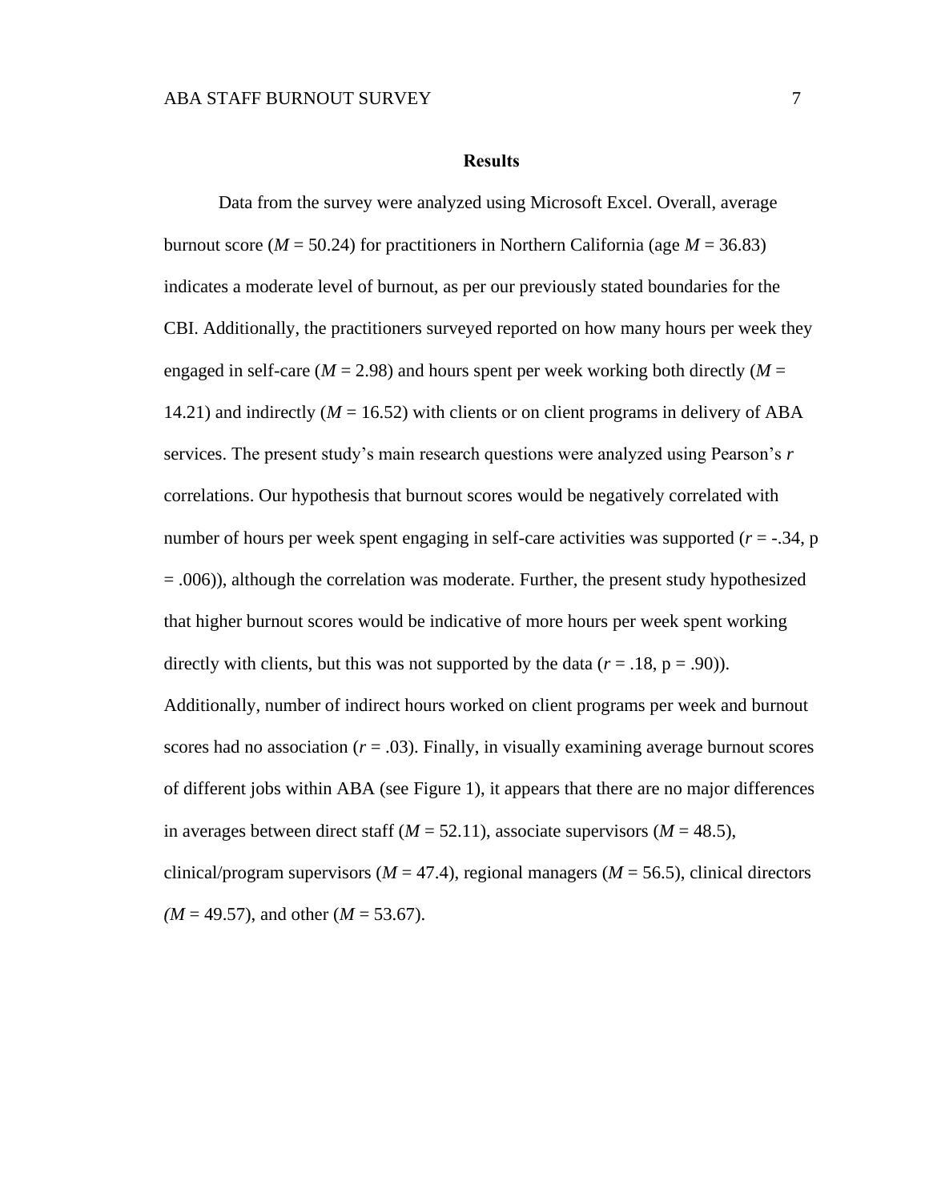## Results

Data from the survey were analyzed using Microsoft Excel. Overall, average burnout score ($M$ = 50.24) for practitioners in Northern California (age $M$ = 36.83) indicates a moderate level of burnout, as per our previously stated boundaries for the CBI. Additionally, the practitioners surveyed reported on how many hours per week they engaged in self-care ($M$ = 2.98) and hours spent per week working both directly ($M$ = 14.21) and indirectly ($M$ = 16.52) with clients or on client programs in delivery of ABA services. The present study's main research questions were analyzed using Pearson's $r$ correlations. Our hypothesis that burnout scores would be negatively correlated with number of hours per week spent engaging in self-care activities was supported ($r$ = -.34, p = .006)), although the correlation was moderate. Further, the present study hypothesized that higher burnout scores would be indicative of more hours per week spent working directly with clients, but this was not supported by the data ($r$ = .18, p = .90)). Additionally, number of indirect hours worked on client programs per week and burnout scores had no association ($r$ = .03). Finally, in visually examining average burnout scores of different jobs within ABA (see Figure 1), it appears that there are no major differences in averages between direct staff ($M$ = 52.11), associate supervisors ($M$ = 48.5), clinical/program supervisors ($M$ = 47.4), regional managers ($M$ = 56.5), clinical directors ($M$ = 49.57), and other ($M$ = 53.67).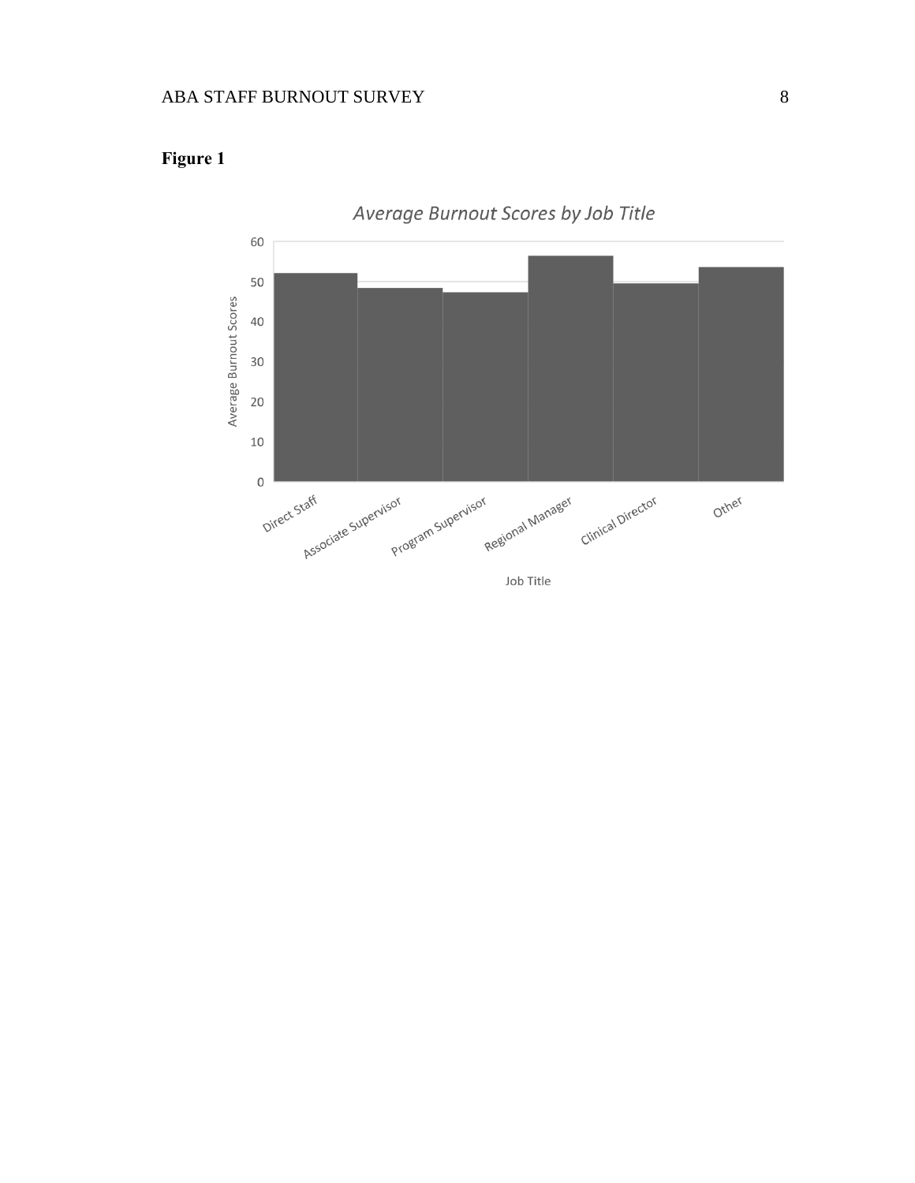**Figure 1**

*Average Burnout Scores by Job Title*

Average Burnout Scores

Direct Staff, Associate Supervisor, Program Supervisor, Regional Manager, Clinical Director, Other

Job Title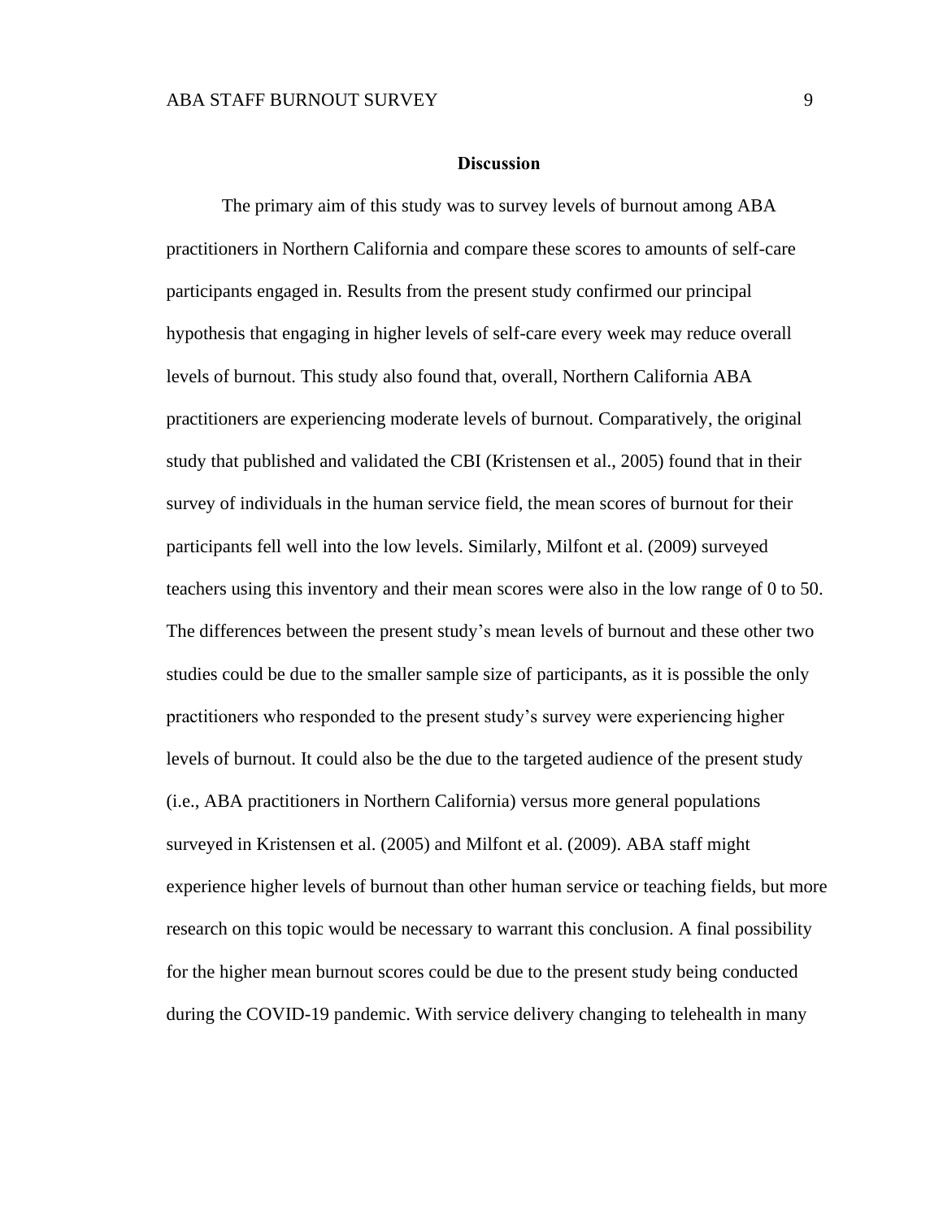## Discussion

The primary aim of this study was to survey levels of burnout among ABA practitioners in Northern California and compare these scores to amounts of self-care participants engaged in. Results from the present study confirmed our principal hypothesis that engaging in higher levels of self-care every week may reduce overall levels of burnout. This study also found that, overall, Northern California ABA practitioners are experiencing moderate levels of burnout. Comparatively, the original study that published and validated the CBI (Kristensen et al., 2005) found that in their survey of individuals in the human service field, the mean scores of burnout for their participants fell well into the low levels. Similarly, Milfont et al. (2009) surveyed teachers using this inventory and their mean scores were also in the low range of 0 to 50. The differences between the present study's mean levels of burnout and these other two studies could be due to the smaller sample size of participants, as it is possible the only practitioners who responded to the present study's survey were experiencing higher levels of burnout. It could also be the due to the targeted audience of the present study (i.e., ABA practitioners in Northern California) versus more general populations surveyed in Kristensen et al. (2005) and Milfont et al. (2009). ABA staff might experience higher levels of burnout than other human service or teaching fields, but more research on this topic would be necessary to warrant this conclusion. A final possibility for the higher mean burnout scores could be due to the present study being conducted during the COVID-19 pandemic. With service delivery changing to telehealth in many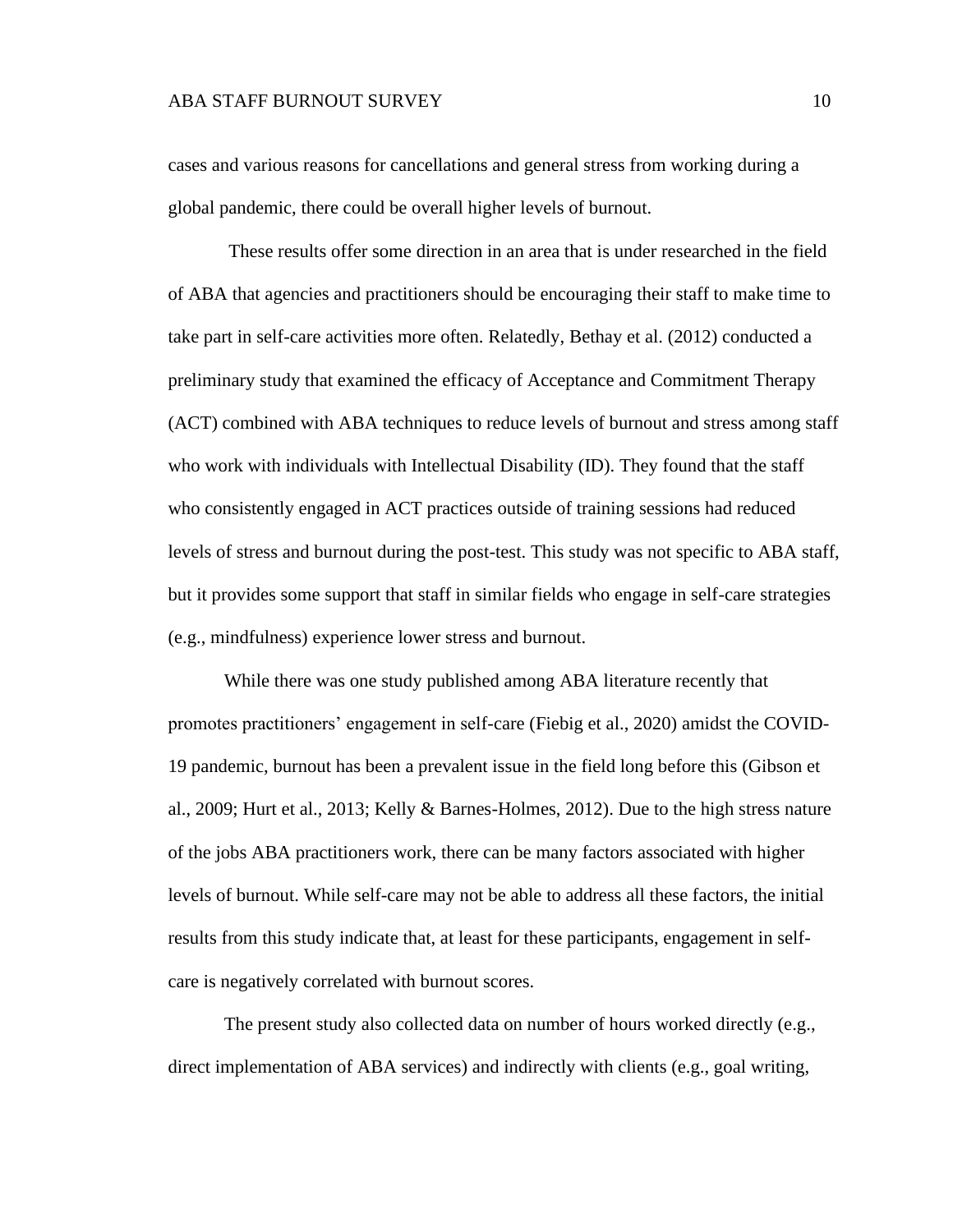cases and various reasons for cancellations and general stress from working during a global pandemic, there could be overall higher levels of burnout.

These results offer some direction in an area that is under researched in the field of ABA that agencies and practitioners should be encouraging their staff to make time to take part in self-care activities more often. Relatedly, Bethay et al. (2012) conducted a preliminary study that examined the efficacy of Acceptance and Commitment Therapy (ACT) combined with ABA techniques to reduce levels of burnout and stress among staff who work with individuals with Intellectual Disability (ID). They found that the staff who consistently engaged in ACT practices outside of training sessions had reduced levels of stress and burnout during the post-test. This study was not specific to ABA staff, but it provides some support that staff in similar fields who engage in self-care strategies (e.g., mindfulness) experience lower stress and burnout.

While there was one study published among ABA literature recently that promotes practitioners' engagement in self-care (Fiebig et al., 2020) amidst the COVID-19 pandemic, burnout has been a prevalent issue in the field long before this (Gibson et al., 2009; Hurt et al., 2013; Kelly & Barnes-Holmes, 2012). Due to the high stress nature of the jobs ABA practitioners work, there can be many factors associated with higher levels of burnout. While self-care may not be able to address all these factors, the initial results from this study indicate that, at least for these participants, engagement in self-care is negatively correlated with burnout scores.

The present study also collected data on number of hours worked directly (e.g., direct implementation of ABA services) and indirectly with clients (e.g., goal writing,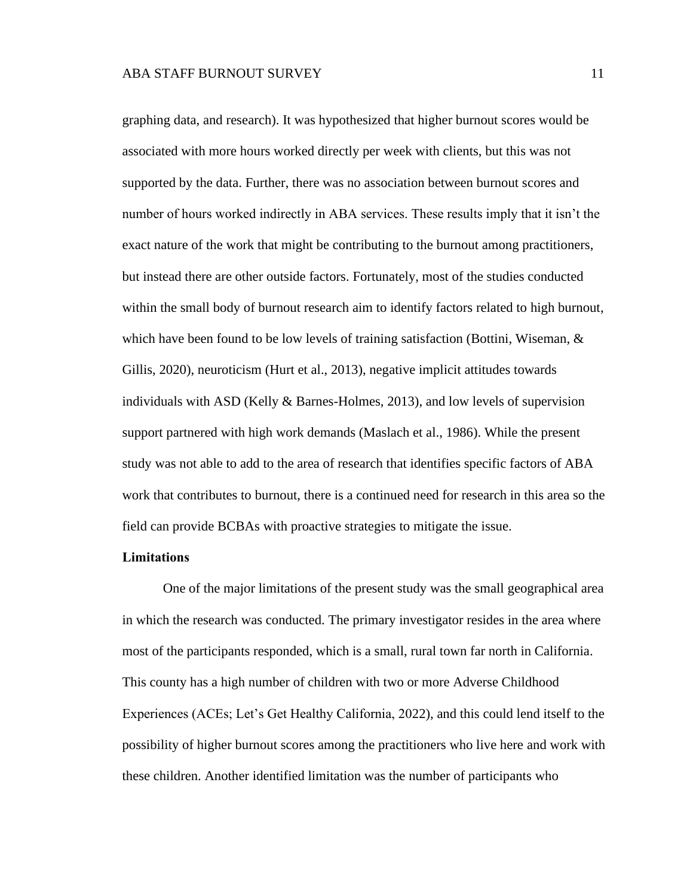graphing data, and research). It was hypothesized that higher burnout scores would be associated with more hours worked directly per week with clients, but this was not supported by the data. Further, there was no association between burnout scores and number of hours worked indirectly in ABA services. These results imply that it isn't the exact nature of the work that might be contributing to the burnout among practitioners, but instead there are other outside factors. Fortunately, most of the studies conducted within the small body of burnout research aim to identify factors related to high burnout, which have been found to be low levels of training satisfaction (Bottini, Wiseman, & Gillis, 2020), neuroticism (Hurt et al., 2013), negative implicit attitudes towards individuals with ASD (Kelly & Barnes-Holmes, 2013), and low levels of supervision support partnered with high work demands (Maslach et al., 1986). While the present study was not able to add to the area of research that identifies specific factors of ABA work that contributes to burnout, there is a continued need for research in this area so the field can provide BCBAs with proactive strategies to mitigate the issue.

## Limitations

One of the major limitations of the present study was the small geographical area in which the research was conducted. The primary investigator resides in the area where most of the participants responded, which is a small, rural town far north in California. This county has a high number of children with two or more Adverse Childhood Experiences (ACEs; Let's Get Healthy California, 2022), and this could lend itself to the possibility of higher burnout scores among the practitioners who live here and work with these children. Another identified limitation was the number of participants who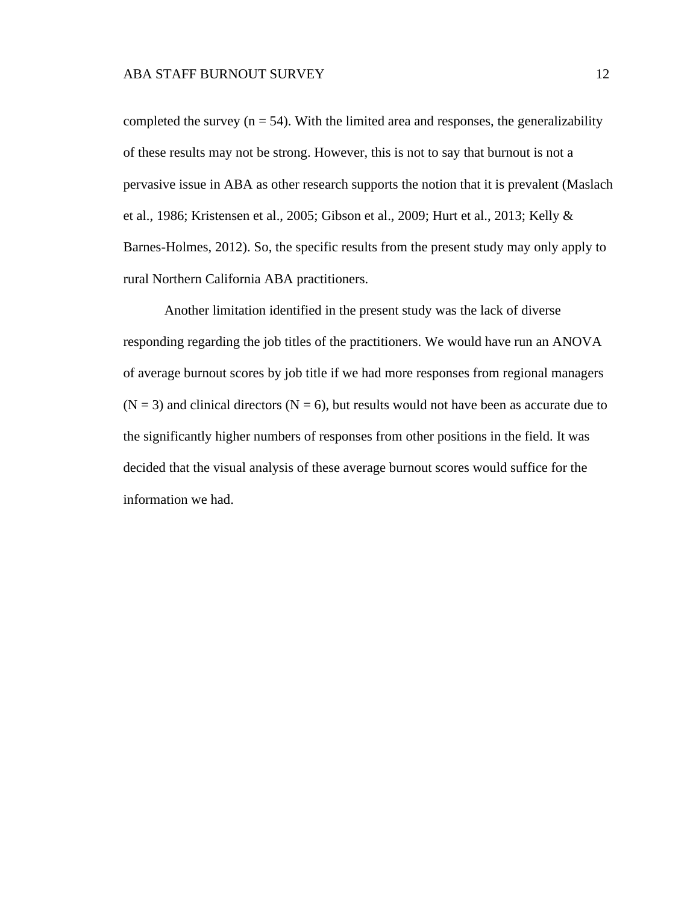completed the survey ($n = 54$). With the limited area and responses, the generalizability of these results may not be strong. However, this is not to say that burnout is not a pervasive issue in ABA as other research supports the notion that it is prevalent (Maslach et al., 1986; Kristensen et al., 2005; Gibson et al., 2009; Hurt et al., 2013; Kelly & Barnes-Holmes, 2012). So, the specific results from the present study may only apply to rural Northern California ABA practitioners.

Another limitation identified in the present study was the lack of diverse responding regarding the job titles of the practitioners. We would have run an ANOVA of average burnout scores by job title if we had more responses from regional managers ($N = 3$) and clinical directors ($N = 6$), but results would not have been as accurate due to the significantly higher numbers of responses from other positions in the field. It was decided that the visual analysis of these average burnout scores would suffice for the information we had.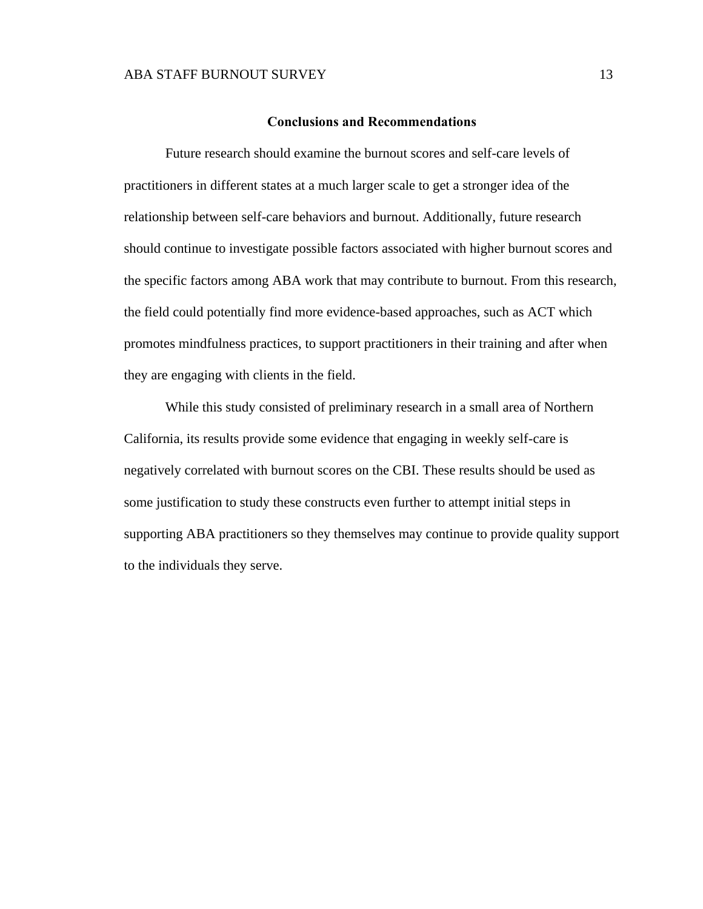## Conclusions and Recommendations

Future research should examine the burnout scores and self-care levels of practitioners in different states at a much larger scale to get a stronger idea of the relationship between self-care behaviors and burnout. Additionally, future research should continue to investigate possible factors associated with higher burnout scores and the specific factors among ABA work that may contribute to burnout. From this research, the field could potentially find more evidence-based approaches, such as ACT which promotes mindfulness practices, to support practitioners in their training and after when they are engaging with clients in the field.

While this study consisted of preliminary research in a small area of Northern California, its results provide some evidence that engaging in weekly self-care is negatively correlated with burnout scores on the CBI. These results should be used as some justification to study these constructs even further to attempt initial steps in supporting ABA practitioners so they themselves may continue to provide quality support to the individuals they serve.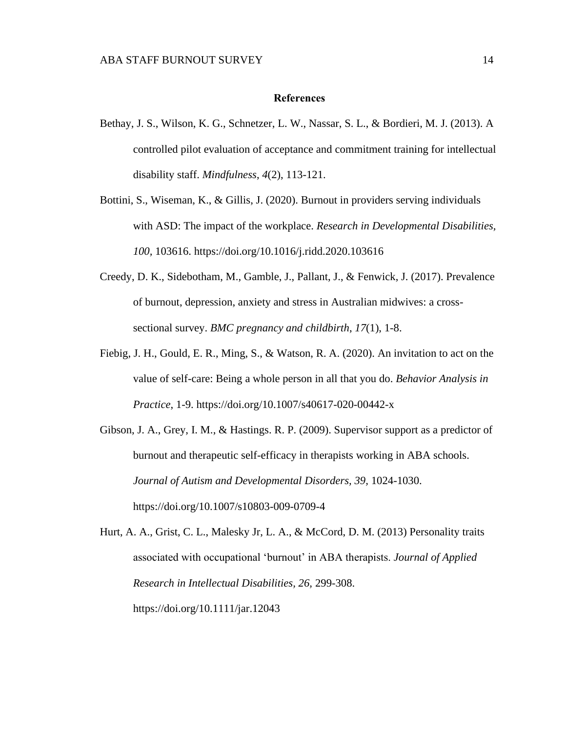# References

Bethay, J. S., Wilson, K. G., Schnetzer, L. W., Nassar, S. L., & Bordieri, M. J. (2013). A controlled pilot evaluation of acceptance and commitment training for intellectual disability staff. *Mindfulness*, *4*(2), 113-121.

Bottini, S., Wiseman, K., & Gillis, J. (2020). Burnout in providers serving individuals with ASD: The impact of the workplace. *Research in Developmental Disabilities, 100,* 103616. https://doi.org/10.1016/j.ridd.2020.103616

Creedy, D. K., Sidebotham, M., Gamble, J., Pallant, J., & Fenwick, J. (2017). Prevalence of burnout, depression, anxiety and stress in Australian midwives: a cross-sectional survey. *BMC pregnancy and childbirth*, *17*(1), 1-8.

Fiebig, J. H., Gould, E. R., Ming, S., & Watson, R. A. (2020). An invitation to act on the value of self-care: Being a whole person in all that you do. *Behavior Analysis in Practice*, 1-9. https://doi.org/10.1007/s40617-020-00442-x

Gibson, J. A., Grey, I. M., & Hastings. R. P. (2009). Supervisor support as a predictor of burnout and therapeutic self-efficacy in therapists working in ABA schools. *Journal of Autism and Developmental Disorders, 39,* 1024-1030. https://doi.org/10.1007/s10803-009-0709-4

Hurt, A. A., Grist, C. L., Malesky Jr, L. A., & McCord, D. M. (2013) Personality traits associated with occupational 'burnout' in ABA therapists. *Journal of Applied Research in Intellectual Disabilities, 26,* 299-308. https://doi.org/10.1111/jar.12043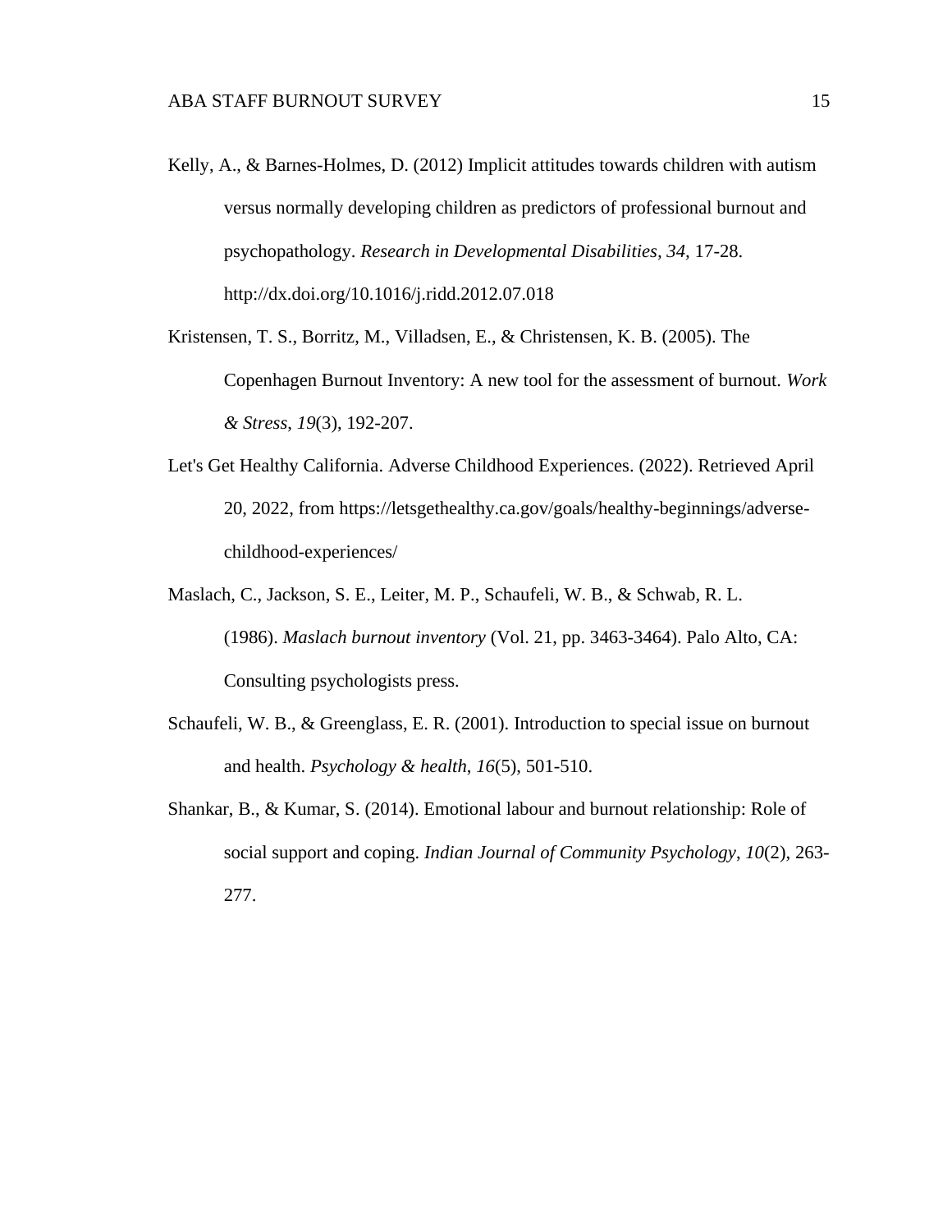Kelly, A., & Barnes-Holmes, D. (2012) Implicit attitudes towards children with autism versus normally developing children as predictors of professional burnout and psychopathology. *Research in Developmental Disabilities, 34*, 17-28. http://dx.doi.org/10.1016/j.ridd.2012.07.018

Kristensen, T. S., Borritz, M., Villadsen, E., & Christensen, K. B. (2005). The Copenhagen Burnout Inventory: A new tool for the assessment of burnout. *Work & Stress*, *19*(3), 192-207.

Let's Get Healthy California. Adverse Childhood Experiences. (2022). Retrieved April 20, 2022, from https://letsgethealthy.ca.gov/goals/healthy-beginnings/adverse-childhood-experiences/

Maslach, C., Jackson, S. E., Leiter, M. P., Schaufeli, W. B., & Schwab, R. L. (1986). *Maslach burnout inventory* (Vol. 21, pp. 3463-3464). Palo Alto, CA: Consulting psychologists press.

Schaufeli, W. B., & Greenglass, E. R. (2001). Introduction to special issue on burnout and health. *Psychology & health*, *16*(5), 501-510.

Shankar, B., & Kumar, S. (2014). Emotional labour and burnout relationship: Role of social support and coping. *Indian Journal of Community Psychology*, *10*(2), 263-277.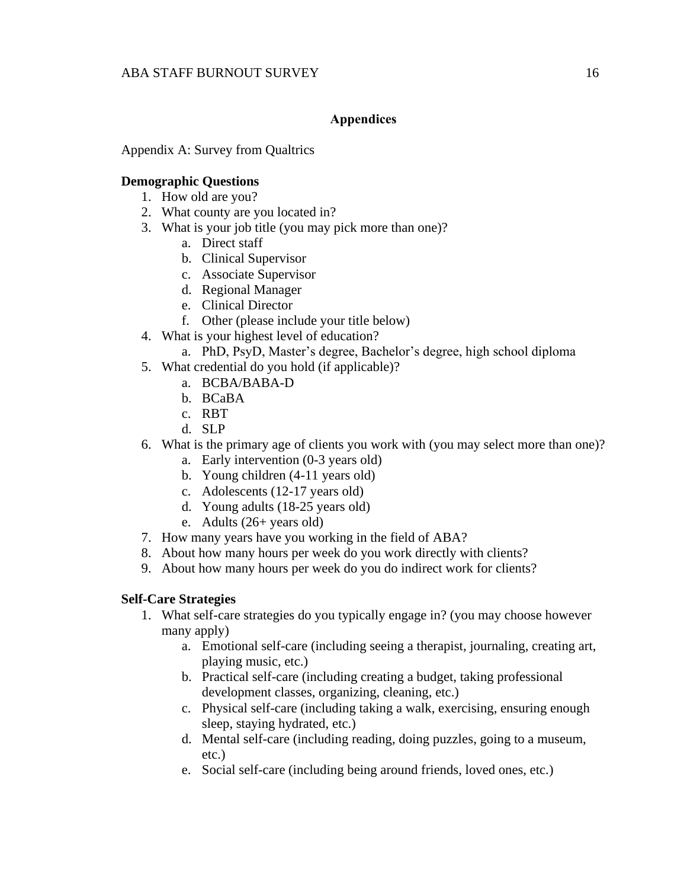## Appendices

Appendix A: Survey from Qualtrics

**Demographic Questions**

1. How old are you?
2. What county are you located in?
3. What is your job title (you may pick more than one)?
    a. Direct staff
    b. Clinical Supervisor
    c. Associate Supervisor
    d. Regional Manager
    e. Clinical Director
    f. Other (please include your title below)
4. What is your highest level of education?
    a. PhD, PsyD, Master's degree, Bachelor's degree, high school diploma
5. What credential do you hold (if applicable)?
    a. BCBA/BABA-D
    b. BCaBA
    c. RBT
    d. SLP
6. What is the primary age of clients you work with (you may select more than one)?
    a. Early intervention (0-3 years old)
    b. Young children (4-11 years old)
    c. Adolescents (12-17 years old)
    d. Young adults (18-25 years old)
    e. Adults (26+ years old)
7. How many years have you working in the field of ABA?
8. About how many hours per week do you work directly with clients?
9. About how many hours per week do you do indirect work for clients?

**Self-Care Strategies**

1. What self-care strategies do you typically engage in? (you may choose however many apply)
    a. Emotional self-care (including seeing a therapist, journaling, creating art, playing music, etc.)
    b. Practical self-care (including creating a budget, taking professional development classes, organizing, cleaning, etc.)
    c. Physical self-care (including taking a walk, exercising, ensuring enough sleep, staying hydrated, etc.)
    d. Mental self-care (including reading, doing puzzles, going to a museum, etc.)
    e. Social self-care (including being around friends, loved ones, etc.)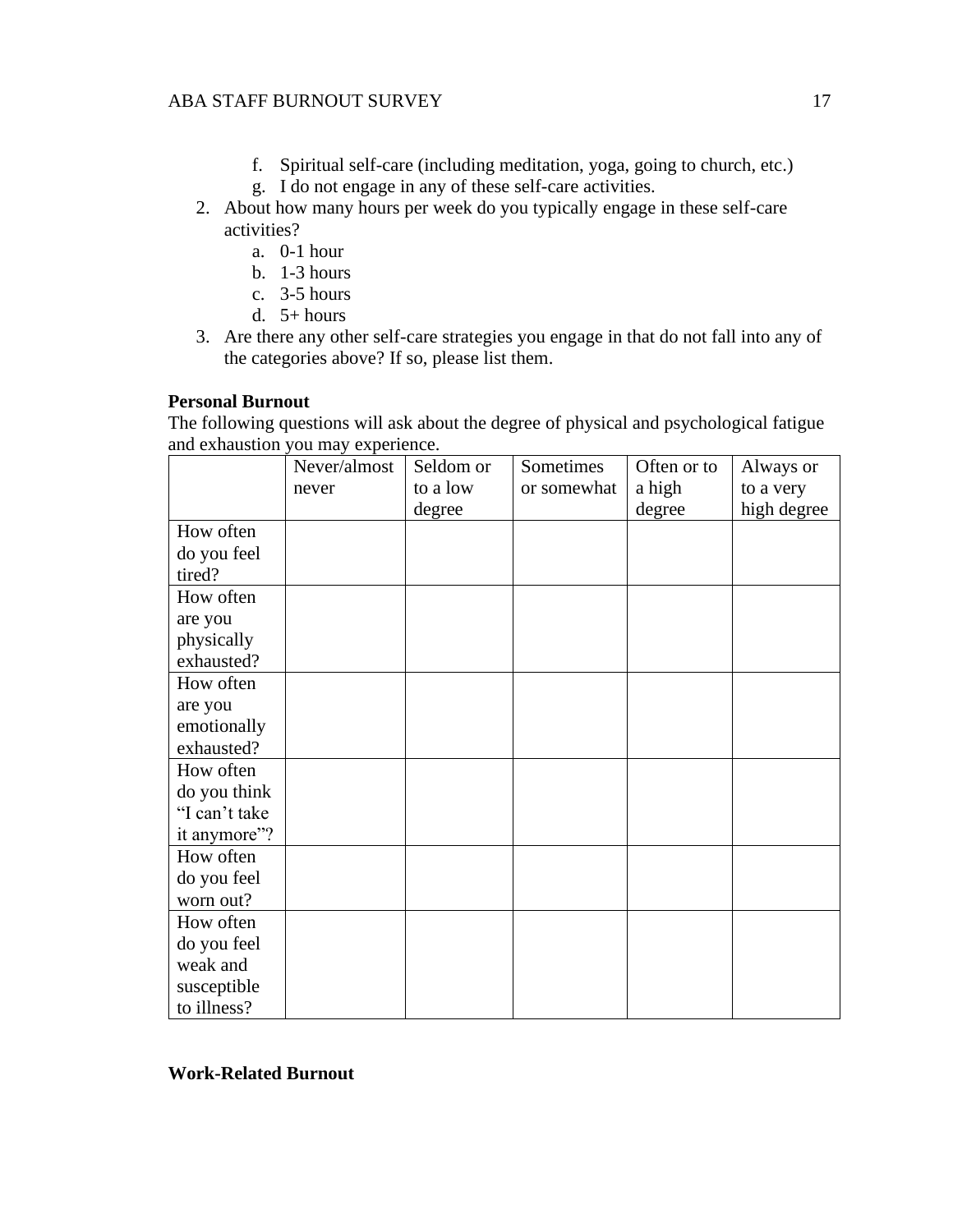f. Spiritual self-care (including meditation, yoga, going to church, etc.)
   g. I do not engage in any of these self-care activities.

2. About how many hours per week do you typically engage in these self-care activities?
   a. 0-1 hour
   b. 1-3 hours
   c. 3-5 hours
   d. 5+ hours
3. Are there any other self-care strategies you engage in that do not fall into any of the categories above? If so, please list them.

**Personal Burnout**

The following questions will ask about the degree of physical and psychological fatigue and exhaustion you may experience.

| | Never/almost never | Seldom or to a low degree | Sometimes or somewhat | Often or to a high degree | Always or to a very high degree |
|---|---|---|---|---|---|
| How often do you feel tired? | | | | | |
| How often are you physically exhausted? | | | | | |
| How often are you emotionally exhausted? | | | | | |
| How often do you think "I can't take it anymore"? | | | | | |
| How often do you feel worn out? | | | | | |
| How often do you feel weak and susceptible to illness? | | | | | |

**Work-Related Burnout**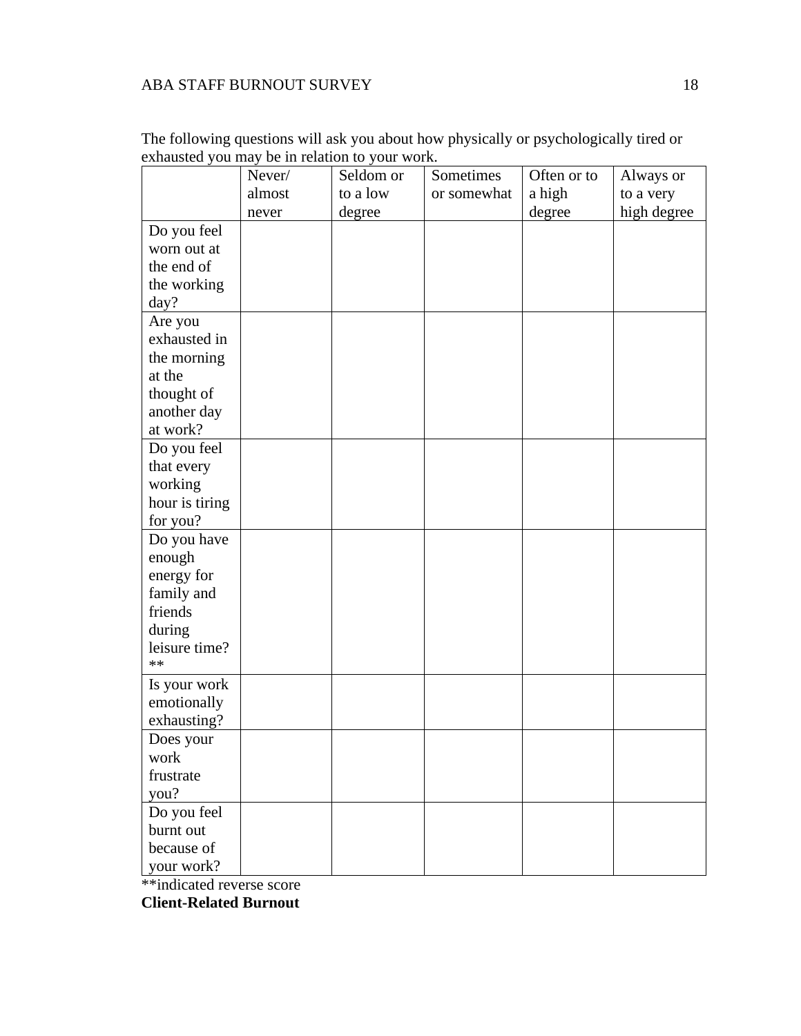The following questions will ask you about how physically or psychologically tired or exhausted you may be in relation to your work.

| | Never/ almost never | Seldom or to a low degree | Sometimes or somewhat | Often or to a high degree | Always or to a very high degree |
|---|---|---|---|---|---|
| Do you feel worn out at the end of the working day? | | | | | |
| Are you exhausted in the morning at the thought of another day at work? | | | | | |
| Do you feel that every working hour is tiring for you? | | | | | |
| Do you have enough energy for family and friends during leisure time? ** | | | | | |
| Is your work emotionally exhausting? | | | | | |
| Does your work frustrate you? | | | | | |
| Do you feel burnt out because of your work? | | | | | |

**indicated reverse score

**Client-Related Burnout**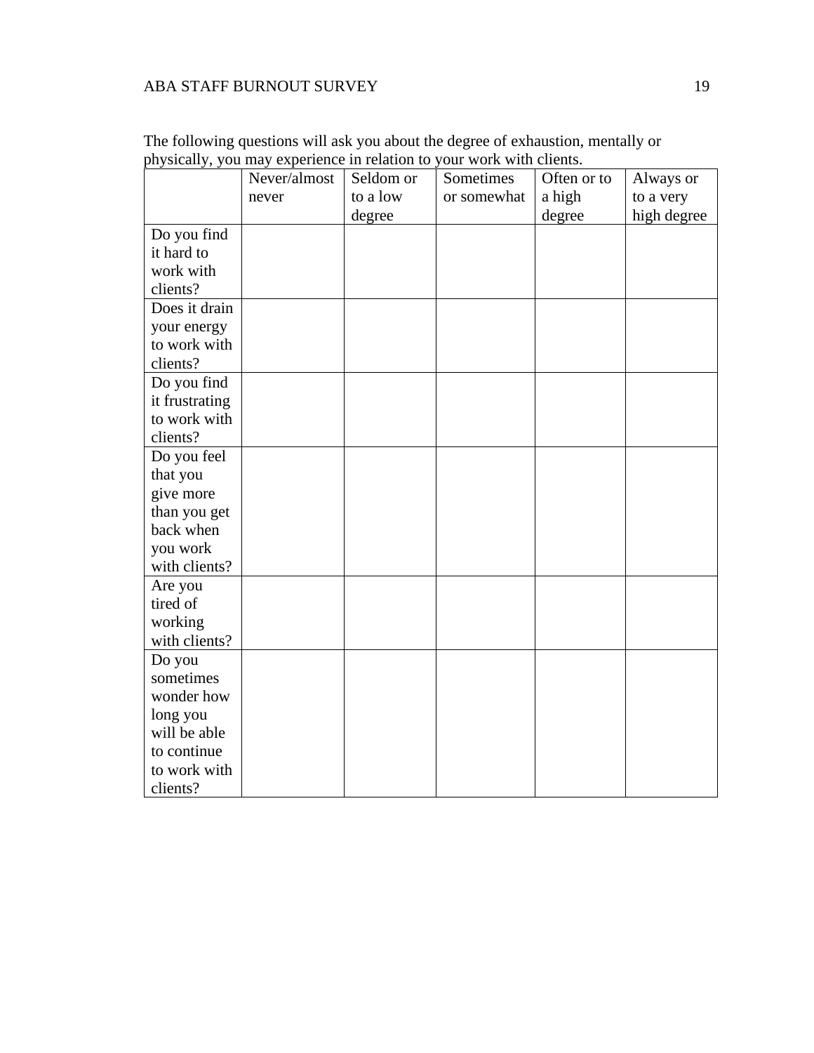The following questions will ask you about the degree of exhaustion, mentally or physically, you may experience in relation to your work with clients.

| | Never/almost never | Seldom or to a low degree | Sometimes or somewhat | Often or to a high degree | Always or to a very high degree |
|---|---|---|---|---|---|
| Do you find it hard to work with clients? | | | | | |
| Does it drain your energy to work with clients? | | | | | |
| Do you find it frustrating to work with clients? | | | | | |
| Do you feel that you give more than you get back when you work with clients? | | | | | |
| Are you tired of working with clients? | | | | | |
| Do you sometimes wonder how long you will be able to continue to work with clients? | | | | | |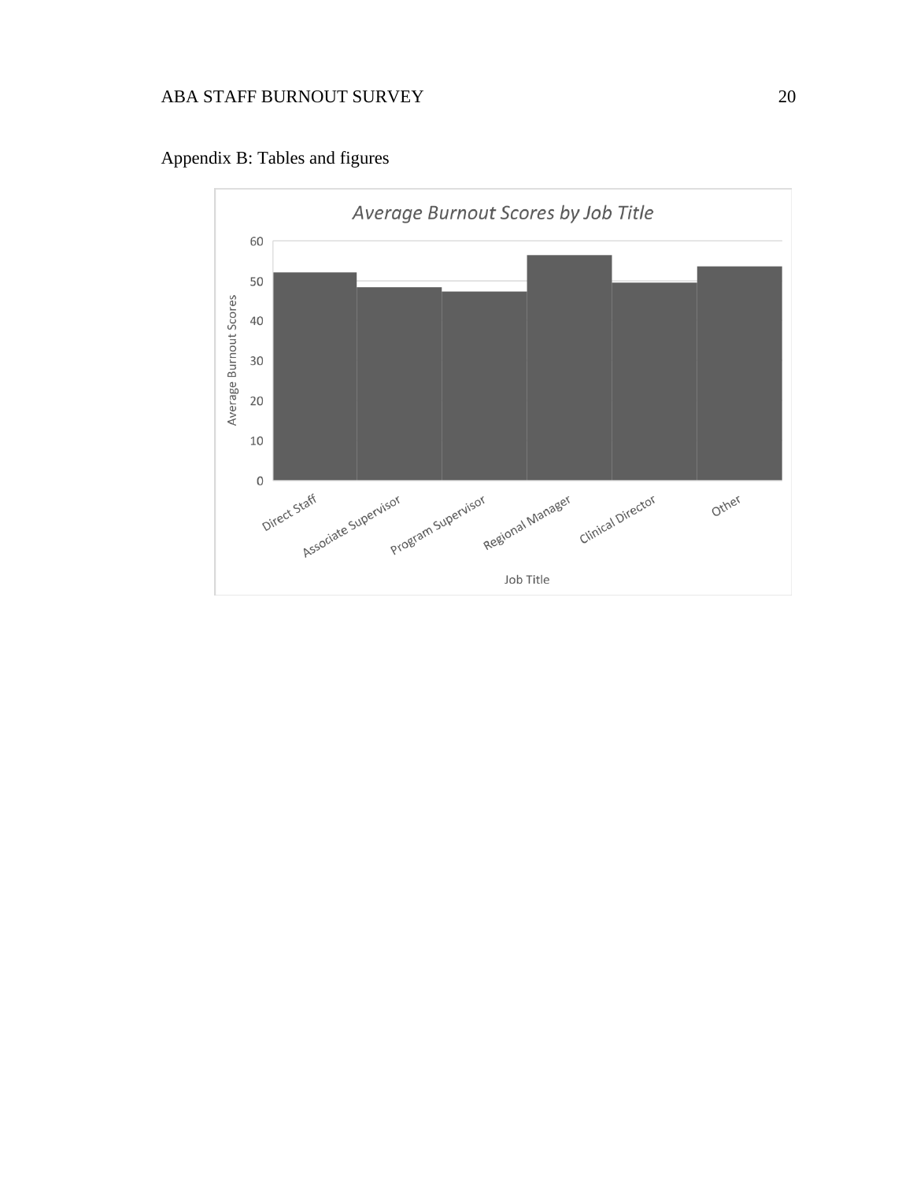Appendix B: Tables and figures

Average Burnout Scores by Job Title

60
50
40
30
20
10
0

Average Burnout Scores

Direct Staff
Associate Supervisor
Program Supervisor
Regional Manager
Clinical Director
Other

Job Title